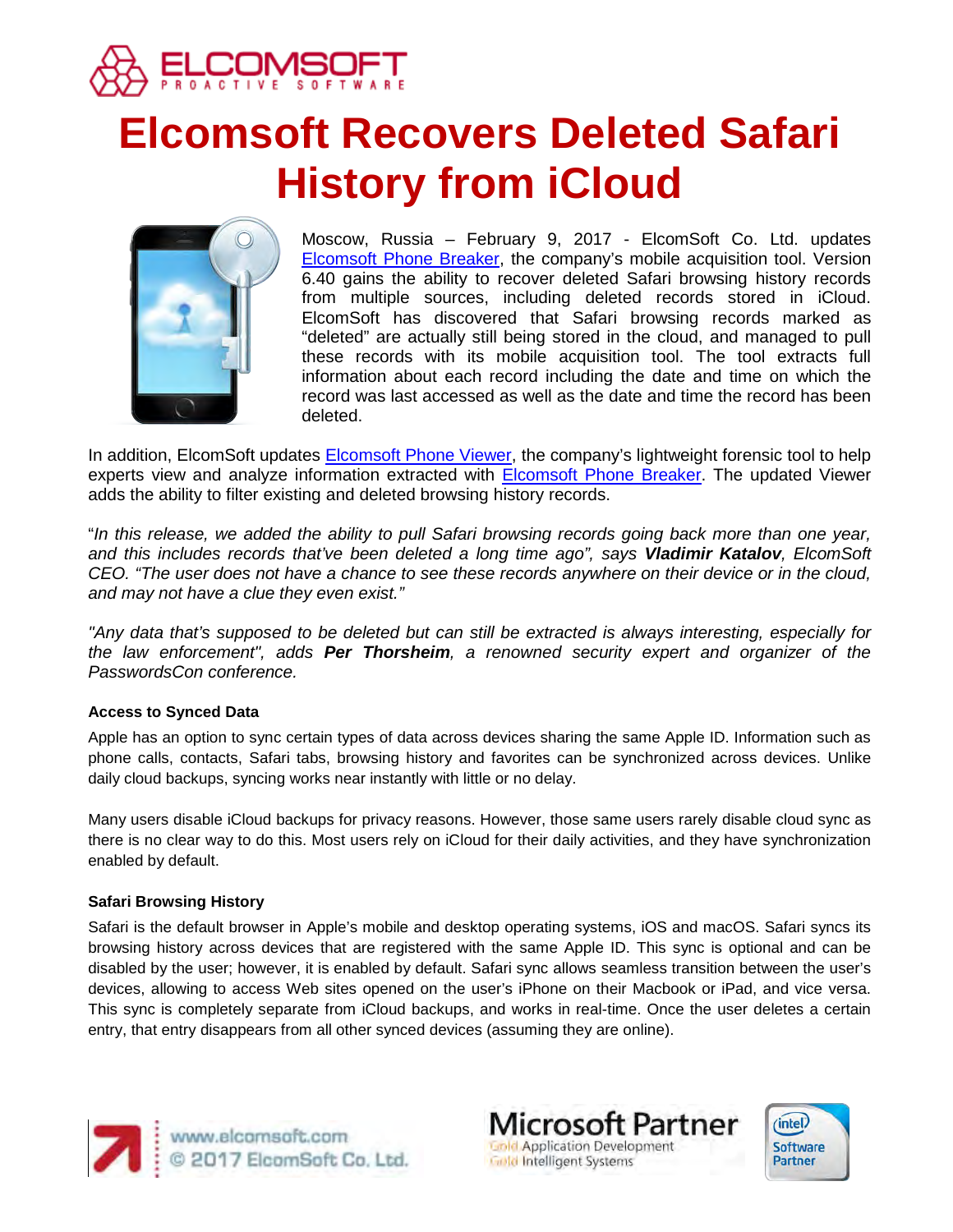# Elcomsoft Recovers Deleted Safari History from iCloud

Moscow, Russia – February 9, 2017 - ElcomSoft Co. Ltd. updates Elcomsoft Phone Breaker, the company's mobile acquisition tool. Version 6.40 gains the ability to recover deleted Safari browsing history records from multiple sources, including deleted records stored in iCloud. ElcomSoft has discovered that Safari browsing records marked as "deleted" are actually still being stored in the cloud, and managed to pull these records with its mobile acquisition tool. The tool extracts full information about each record including the date and time on which the record was last accessed as well as the date and time the record has been deleted.

In addition, ElcomSoft updates Elcomsoft Phone Viewer, the company's lightweight forensic tool to help experts view and analyze information extracted with Elcomsoft Phone Breaker. The updated Viewer adds the ability to filter existing and deleted browsing history records.

"*In this release, we added the ability to pull Safari browsing records going back more than one year, and this includes records that've been deleted a long time ago", says **Vladimir Katalov**, ElcomSoft CEO. "The user does not have a chance to see these records anywhere on their device or in the cloud, and may not have a clue they even exist."*

*"Any data that's supposed to be deleted but can still be extracted is always interesting, especially for the law enforcement", adds **Per Thorsheim**, a renowned security expert and organizer of the PasswordsCon conference.*

### Access to Synced Data

Apple has an option to sync certain types of data across devices sharing the same Apple ID. Information such as phone calls, contacts, Safari tabs, browsing history and favorites can be synchronized across devices. Unlike daily cloud backups, syncing works near instantly with little or no delay.

Many users disable iCloud backups for privacy reasons. However, those same users rarely disable cloud sync as there is no clear way to do this. Most users rely on iCloud for their daily activities, and they have synchronization enabled by default.

### Safari Browsing History

Safari is the default browser in Apple's mobile and desktop operating systems, iOS and macOS. Safari syncs its browsing history across devices that are registered with the same Apple ID. This sync is optional and can be disabled by the user; however, it is enabled by default. Safari sync allows seamless transition between the user's devices, allowing to access Web sites opened on the user's iPhone on their Macbook or iPad, and vice versa. This sync is completely separate from iCloud backups, and works in real-time. Once the user deletes a certain entry, that entry disappears from all other synced devices (assuming they are online).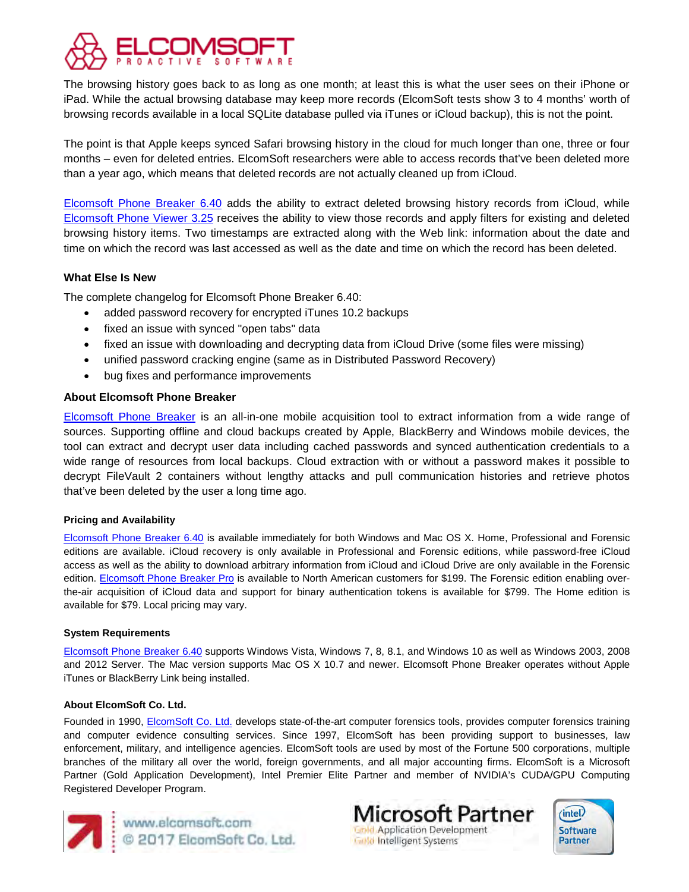The browsing history goes back to as long as one month; at least this is what the user sees on their iPhone or iPad. While the actual browsing database may keep more records (ElcomSoft tests show 3 to 4 months' worth of browsing records available in a local SQLite database pulled via iTunes or iCloud backup), this is not the point.

The point is that Apple keeps synced Safari browsing history in the cloud for much longer than one, three or four months – even for deleted entries. ElcomSoft researchers were able to access records that've been deleted more than a year ago, which means that deleted records are not actually cleaned up from iCloud.

Elcomsoft Phone Breaker 6.40 adds the ability to extract deleted browsing history records from iCloud, while Elcomsoft Phone Viewer 3.25 receives the ability to view those records and apply filters for existing and deleted browsing history items. Two timestamps are extracted along with the Web link: information about the date and time on which the record was last accessed as well as the date and time on which the record has been deleted.

### What Else Is New

The complete changelog for Elcomsoft Phone Breaker 6.40:

- added password recovery for encrypted iTunes 10.2 backups
- fixed an issue with synced "open tabs" data
- fixed an issue with downloading and decrypting data from iCloud Drive (some files were missing)
- unified password cracking engine (same as in Distributed Password Recovery)
- bug fixes and performance improvements

### About Elcomsoft Phone Breaker

Elcomsoft Phone Breaker is an all-in-one mobile acquisition tool to extract information from a wide range of sources. Supporting offline and cloud backups created by Apple, BlackBerry and Windows mobile devices, the tool can extract and decrypt user data including cached passwords and synced authentication credentials to a wide range of resources from local backups. Cloud extraction with or without a password makes it possible to decrypt FileVault 2 containers without lengthy attacks and pull communication histories and retrieve photos that've been deleted by the user a long time ago.

#### Pricing and Availability

Elcomsoft Phone Breaker 6.40 is available immediately for both Windows and Mac OS X. Home, Professional and Forensic editions are available. iCloud recovery is only available in Professional and Forensic editions, while password-free iCloud access as well as the ability to download arbitrary information from iCloud and iCloud Drive are only available in the Forensic edition. Elcomsoft Phone Breaker Pro is available to North American customers for $199. The Forensic edition enabling over-the-air acquisition of iCloud data and support for binary authentication tokens is available for $799. The Home edition is available for $79. Local pricing may vary.

#### System Requirements

Elcomsoft Phone Breaker 6.40 supports Windows Vista, Windows 7, 8, 8.1, and Windows 10 as well as Windows 2003, 2008 and 2012 Server. The Mac version supports Mac OS X 10.7 and newer. Elcomsoft Phone Breaker operates without Apple iTunes or BlackBerry Link being installed.

#### About ElcomSoft Co. Ltd.

Founded in 1990, ElcomSoft Co. Ltd. develops state-of-the-art computer forensics tools, provides computer forensics training and computer evidence consulting services. Since 1997, ElcomSoft has been providing support to businesses, law enforcement, military, and intelligence agencies. ElcomSoft tools are used by most of the Fortune 500 corporations, multiple branches of the military all over the world, foreign governments, and all major accounting firms. ElcomSoft is a Microsoft Partner (Gold Application Development), Intel Premier Elite Partner and member of NVIDIA's CUDA/GPU Computing Registered Developer Program.

www.elcomsoft.com
© 2017 ElcomSoft Co. Ltd.

Microsoft Partner
Gold Application Development
Gold Intelligent Systems

intel Software Partner